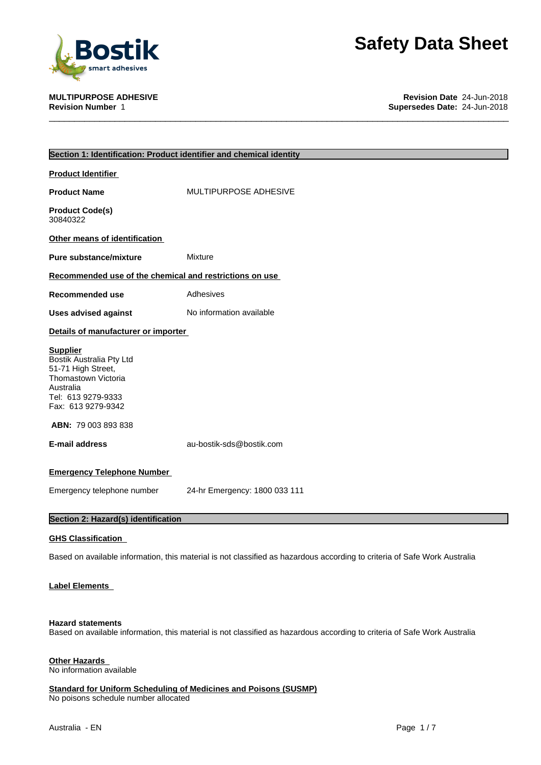# Safety Data Sheet

**MULTIPURPOSE ADHESIVE**
**Revision Number** 1

**Revision Date** 24-Jun-2018
**Supersedes Date:** 24-Jun-2018

## Section 1: Identification: Product identifier and chemical identity

### Product Identifier

**Product Name** MULTIPURPOSE ADHESIVE

**Product Code(s)**
30840322

### Other means of identification

**Pure substance/mixture** Mixture

### Recommended use of the chemical and restrictions on use

**Recommended use** Adhesives

**Uses advised against** No information available

### Details of manufacturer or importer

**Supplier**
Bostik Australia Pty Ltd
51-71 High Street,
Thomastown Victoria
Australia
Tel: 613 9279-9333
Fax: 613 9279-9342

**ABN:** 79 003 893 838

**E-mail address** au-bostik-sds@bostik.com

### Emergency Telephone Number

Emergency telephone number 24-hr Emergency: 1800 033 111

## Section 2: Hazard(s) identification

### GHS Classification

Based on available information, this material is not classified as hazardous according to criteria of Safe Work Australia

### Label Elements

**Hazard statements**
Based on available information, this material is not classified as hazardous according to criteria of Safe Work Australia

### Other Hazards

No information available

### Standard for Uniform Scheduling of Medicines and Poisons (SUSMP)

No poisons schedule number allocated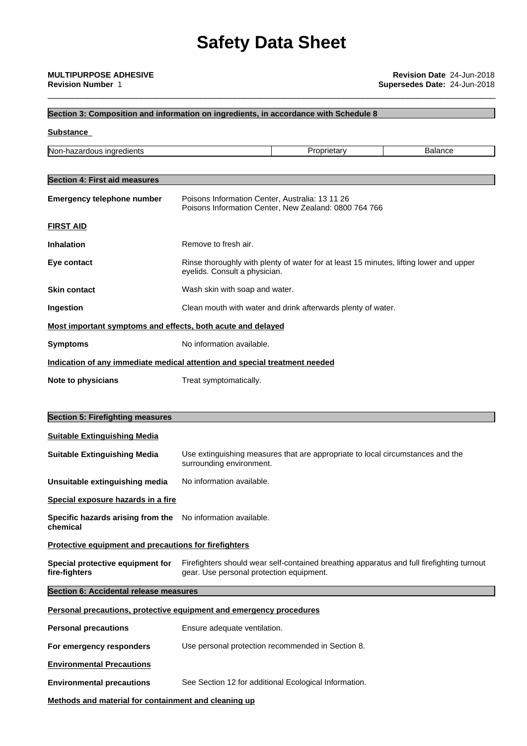# Safety Data Sheet

**MULTIPURPOSE ADHESIVE** **Revision Date** 24-Jun-2018
**Revision Number** 1 **Supersedes Date:** 24-Jun-2018

## Section 3: Composition and information on ingredients, in accordance with Schedule 8

**Substance**

| Non-hazardous ingredients | Proprietary | Balance |
|---|---|---|

## Section 4: First aid measures

**Emergency telephone number** Poisons Information Center, Australia: 13 11 26
Poisons Information Center, New Zealand: 0800 764 766

**FIRST AID**

**Inhalation** Remove to fresh air.

**Eye contact** Rinse thoroughly with plenty of water for at least 15 minutes, lifting lower and upper eyelids. Consult a physician.

**Skin contact** Wash skin with soap and water.

**Ingestion** Clean mouth with water and drink afterwards plenty of water.

**Most important symptoms and effects, both acute and delayed**

**Symptoms** No information available.

**Indication of any immediate medical attention and special treatment needed**

**Note to physicians** Treat symptomatically.

## Section 5: Firefighting measures

**Suitable Extinguishing Media**

**Suitable Extinguishing Media** Use extinguishing measures that are appropriate to local circumstances and the surrounding environment.

**Unsuitable extinguishing media** No information available.

**Special exposure hazards in a fire**

**Specific hazards arising from the chemical** No information available.

**Protective equipment and precautions for firefighters**

**Special protective equipment for fire-fighters** Firefighters should wear self-contained breathing apparatus and full firefighting turnout gear. Use personal protection equipment.

## Section 6: Accidental release measures

**Personal precautions, protective equipment and emergency procedures**

**Personal precautions** Ensure adequate ventilation.

**For emergency responders** Use personal protection recommended in Section 8.

**Environmental Precautions**

**Environmental precautions** See Section 12 for additional Ecological Information.

**Methods and material for containment and cleaning up**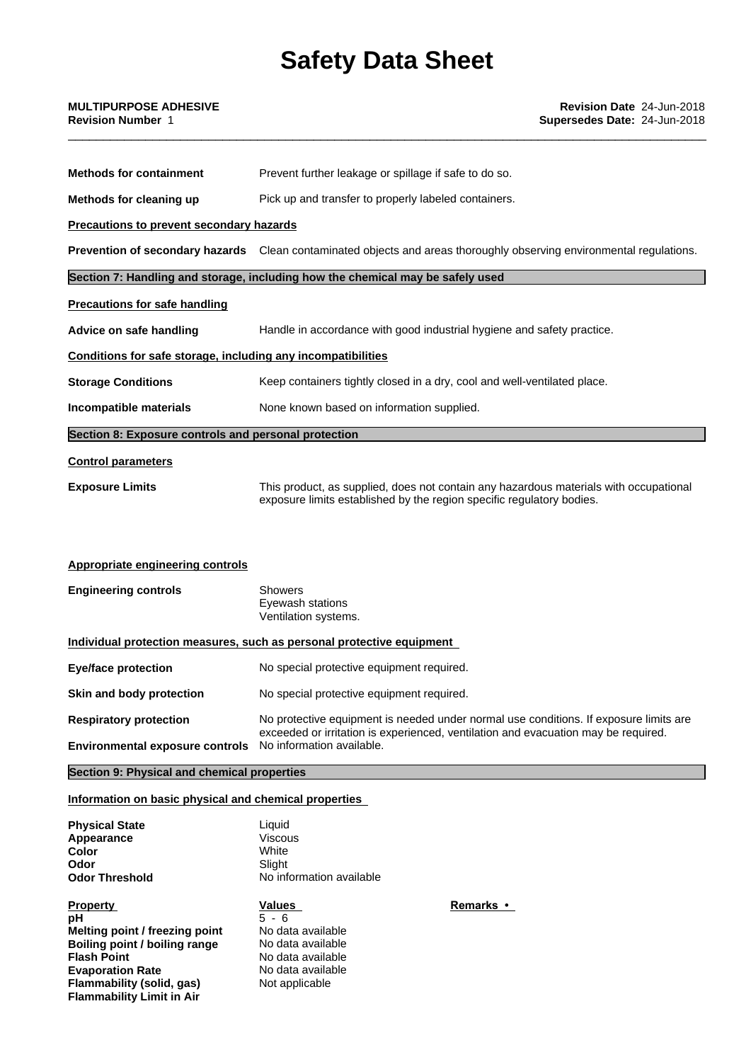# Safety Data Sheet

**MULTIPURPOSE ADHESIVE**
**Revision Number** 1

**Revision Date** 24-Jun-2018
**Supersedes Date:** 24-Jun-2018

**Methods for containment** Prevent further leakage or spillage if safe to do so.

**Methods for cleaning up** Pick up and transfer to properly labeled containers.

**Precautions to prevent secondary hazards**

**Prevention of secondary hazards** Clean contaminated objects and areas thoroughly observing environmental regulations.

## Section 7: Handling and storage, including how the chemical may be safely used

**Precautions for safe handling**

**Advice on safe handling** Handle in accordance with good industrial hygiene and safety practice.

**Conditions for safe storage, including any incompatibilities**

**Storage Conditions** Keep containers tightly closed in a dry, cool and well-ventilated place.

**Incompatible materials** None known based on information supplied.

## Section 8: Exposure controls and personal protection

**Control parameters**

**Exposure Limits** This product, as supplied, does not contain any hazardous materials with occupational exposure limits established by the region specific regulatory bodies.

**Appropriate engineering controls**

**Engineering controls**
Showers
Eyewash stations
Ventilation systems.

**Individual protection measures, such as personal protective equipment**

**Eye/face protection** No special protective equipment required.

**Skin and body protection** No special protective equipment required.

**Respiratory protection** No protective equipment is needed under normal use conditions. If exposure limits are exceeded or irritation is experienced, ventilation and evacuation may be required.

**Environmental exposure controls** No information available.

## Section 9: Physical and chemical properties

**Information on basic physical and chemical properties**

| | |
|---|---|
| **Physical State** | Liquid |
| **Appearance** | Viscous |
| **Color** | White |
| **Odor** | Slight |
| **Odor Threshold** | No information available |

| **Property** | **Values** | **Remarks •** |
|---|---|---|
| **pH** | 5 - 6 | |
| **Melting point / freezing point** | No data available | |
| **Boiling point / boiling range** | No data available | |
| **Flash Point** | No data available | |
| **Evaporation Rate** | No data available | |
| **Flammability (solid, gas)** | Not applicable | |
| **Flammability Limit in Air** | | |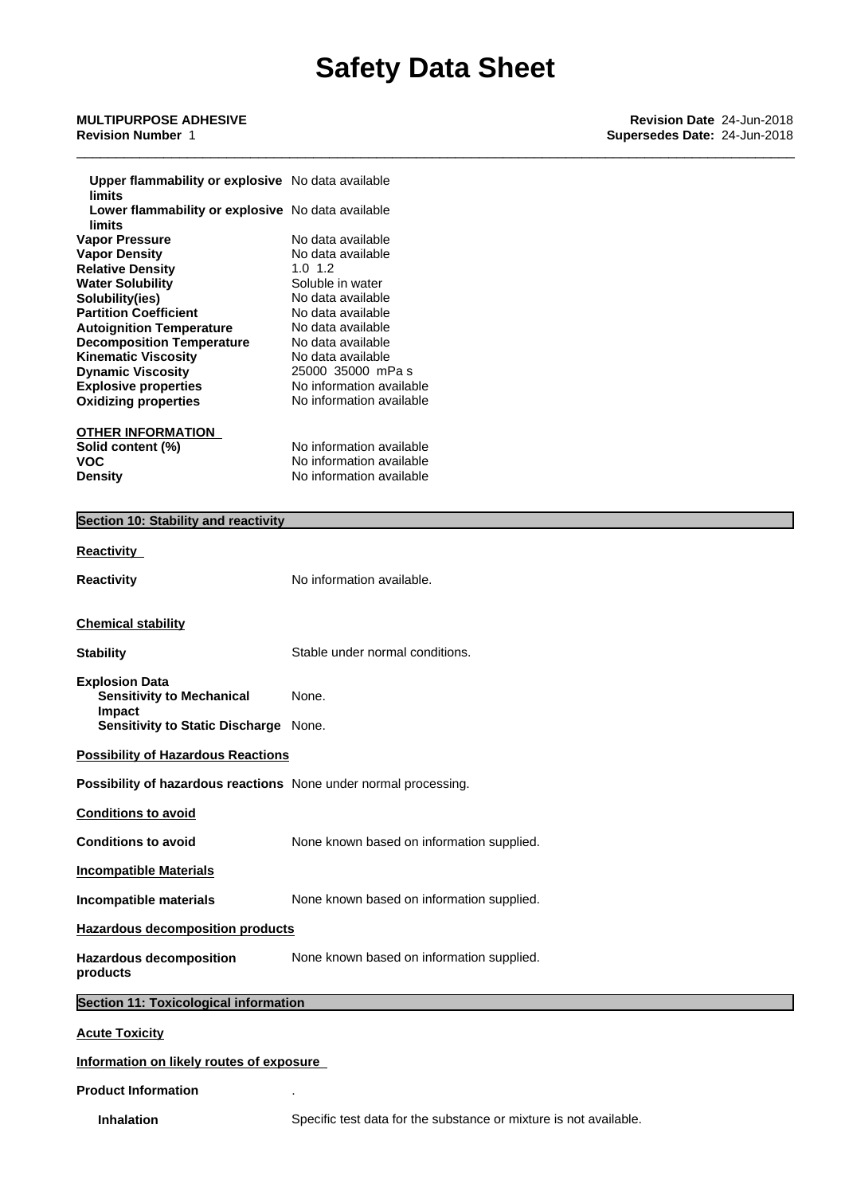| Property | Value |
| --- | --- |
| Upper flammability or explosive limits | No data available |
| Lower flammability or explosive limits | No data available |
| **Vapor Pressure** | No data available |
| **Vapor Density** | No data available |
| **Relative Density** | 1.0 1.2 |
| **Water Solubility** | Soluble in water |
| **Solubility(ies)** | No data available |
| **Partition Coefficient** | No data available |
| **Autoignition Temperature** | No data available |
| **Decomposition Temperature** | No data available |
| **Kinematic Viscosity** | No data available |
| **Dynamic Viscosity** | 25000 35000 mPa s |
| **Explosive properties** | No information available |
| **Oxidizing properties** | No information available |

**OTHER INFORMATION**

| Property | Value |
| --- | --- |
| **Solid content (%)** | No information available |
| **VOC** | No information available |
| **Density** | No information available |

## Section 10: Stability and reactivity

**Reactivity**

**Reactivity** No information available.

**Chemical stability**

**Stability** Stable under normal conditions.

**Explosion Data**
- **Sensitivity to Mechanical Impact** None.
- **Sensitivity to Static Discharge** None.

**Possibility of Hazardous Reactions**

**Possibility of hazardous reactions** None under normal processing.

**Conditions to avoid**

**Conditions to avoid** None known based on information supplied.

**Incompatible Materials**

**Incompatible materials** None known based on information supplied.

**Hazardous decomposition products**

**Hazardous decomposition products** None known based on information supplied.

## Section 11: Toxicological information

**Acute Toxicity**

**Information on likely routes of exposure**

**Product Information** .

**Inhalation** Specific test data for the substance or mixture is not available.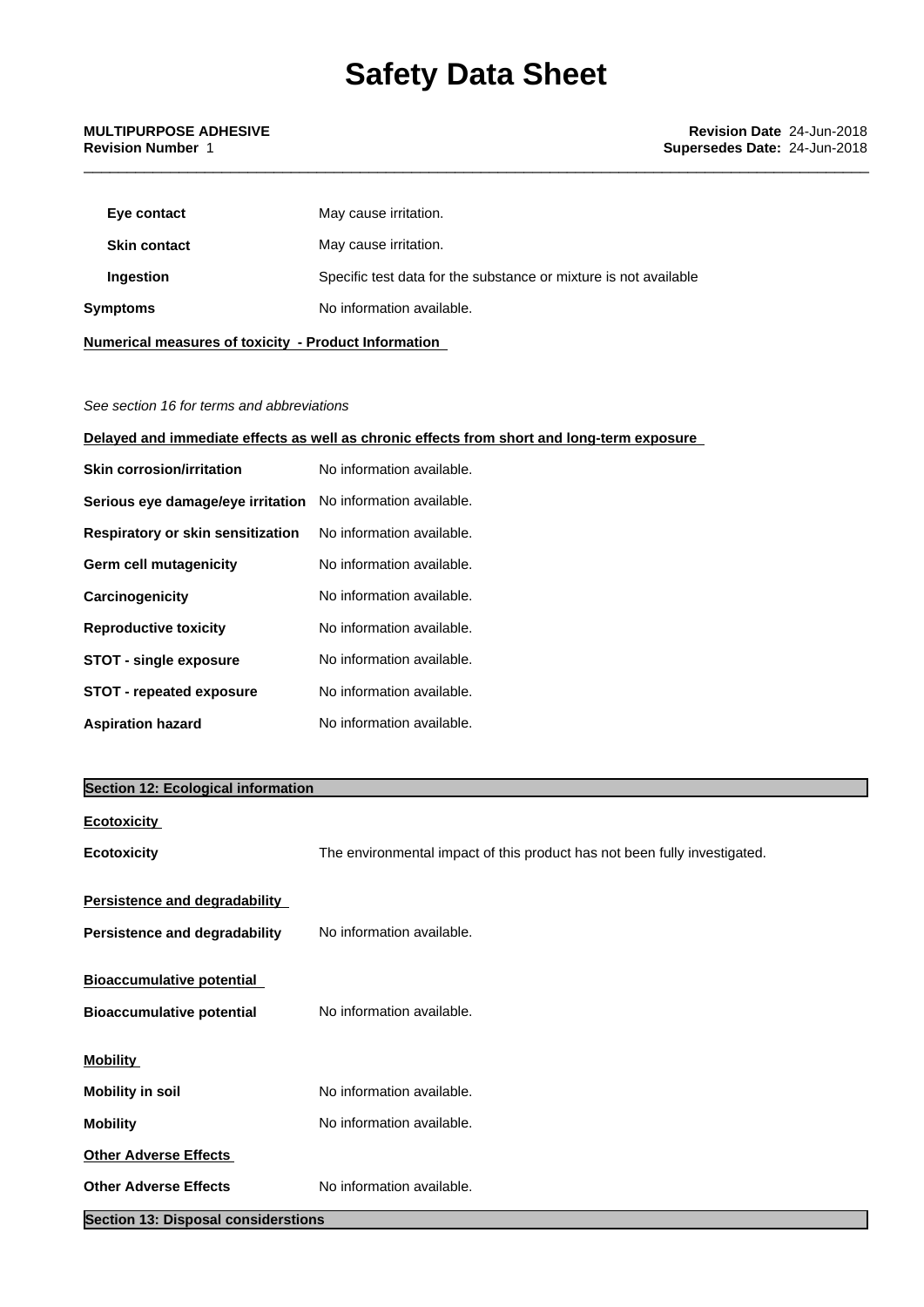| | |
|---|---|
| **Eye contact** | May cause irritation. |
| **Skin contact** | May cause irritation. |
| **Ingestion** | Specific test data for the substance or mixture is not available |
| **Symptoms** | No information available. |

**Numerical measures of toxicity - Product Information**

*See section 16 for terms and abbreviations*

**Delayed and immediate effects as well as chronic effects from short and long-term exposure**

| | |
|---|---|
| **Skin corrosion/irritation** | No information available. |
| **Serious eye damage/eye irritation** | No information available. |
| **Respiratory or skin sensitization** | No information available. |
| **Germ cell mutagenicity** | No information available. |
| **Carcinogenicity** | No information available. |
| **Reproductive toxicity** | No information available. |
| **STOT - single exposure** | No information available. |
| **STOT - repeated exposure** | No information available. |
| **Aspiration hazard** | No information available. |

## Section 12: Ecological information

**Ecotoxicity**

| | |
|---|---|
| **Ecotoxicity** | The environmental impact of this product has not been fully investigated. |

**Persistence and degradability**

| | |
|---|---|
| **Persistence and degradability** | No information available. |

**Bioaccumulative potential**

| | |
|---|---|
| **Bioaccumulative potential** | No information available. |

**Mobility**

| | |
|---|---|
| **Mobility in soil** | No information available. |
| **Mobility** | No information available. |

**Other Adverse Effects**

| | |
|---|---|
| **Other Adverse Effects** | No information available. |

## Section 13: Disposal considerstions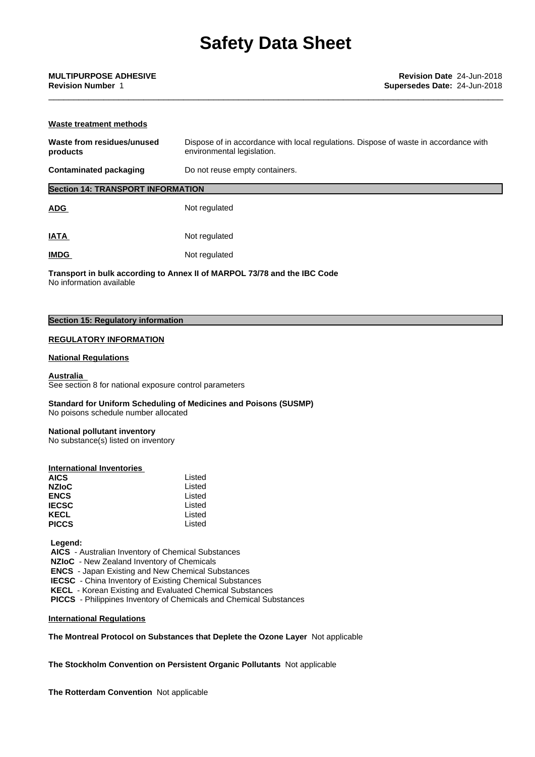**Waste treatment methods**

| | |
|---|---|
| **Waste from residues/unused products** | Dispose of in accordance with local regulations. Dispose of waste in accordance with environmental legislation. |
| **Contaminated packaging** | Do not reuse empty containers. |

## Section 14: TRANSPORT INFORMATION

| | |
|---|---|
| **ADG** | Not regulated |
| **IATA** | Not regulated |
| **IMDG** | Not regulated |

**Transport in bulk according to Annex II of MARPOL 73/78 and the IBC Code**
No information available

## Section 15: Regulatory information

**REGULATORY INFORMATION**

**National Regulations**

**Australia**
See section 8 for national exposure control parameters

**Standard for Uniform Scheduling of Medicines and Poisons (SUSMP)**
No poisons schedule number allocated

**National pollutant inventory**
No substance(s) listed on inventory

**International Inventories**

| | |
|---|---|
| **AICS** | Listed |
| **NZIoC** | Listed |
| **ENCS** | Listed |
| **IECSC** | Listed |
| **KECL** | Listed |
| **PICCS** | Listed |

**Legend:**
**AICS** - Australian Inventory of Chemical Substances
**NZIoC** - New Zealand Inventory of Chemicals
**ENCS** - Japan Existing and New Chemical Substances
**IECSC** - China Inventory of Existing Chemical Substances
**KECL** - Korean Existing and Evaluated Chemical Substances
**PICCS** - Philippines Inventory of Chemicals and Chemical Substances

**International Regulations**

**The Montreal Protocol on Substances that Deplete the Ozone Layer** Not applicable

**The Stockholm Convention on Persistent Organic Pollutants** Not applicable

**The Rotterdam Convention** Not applicable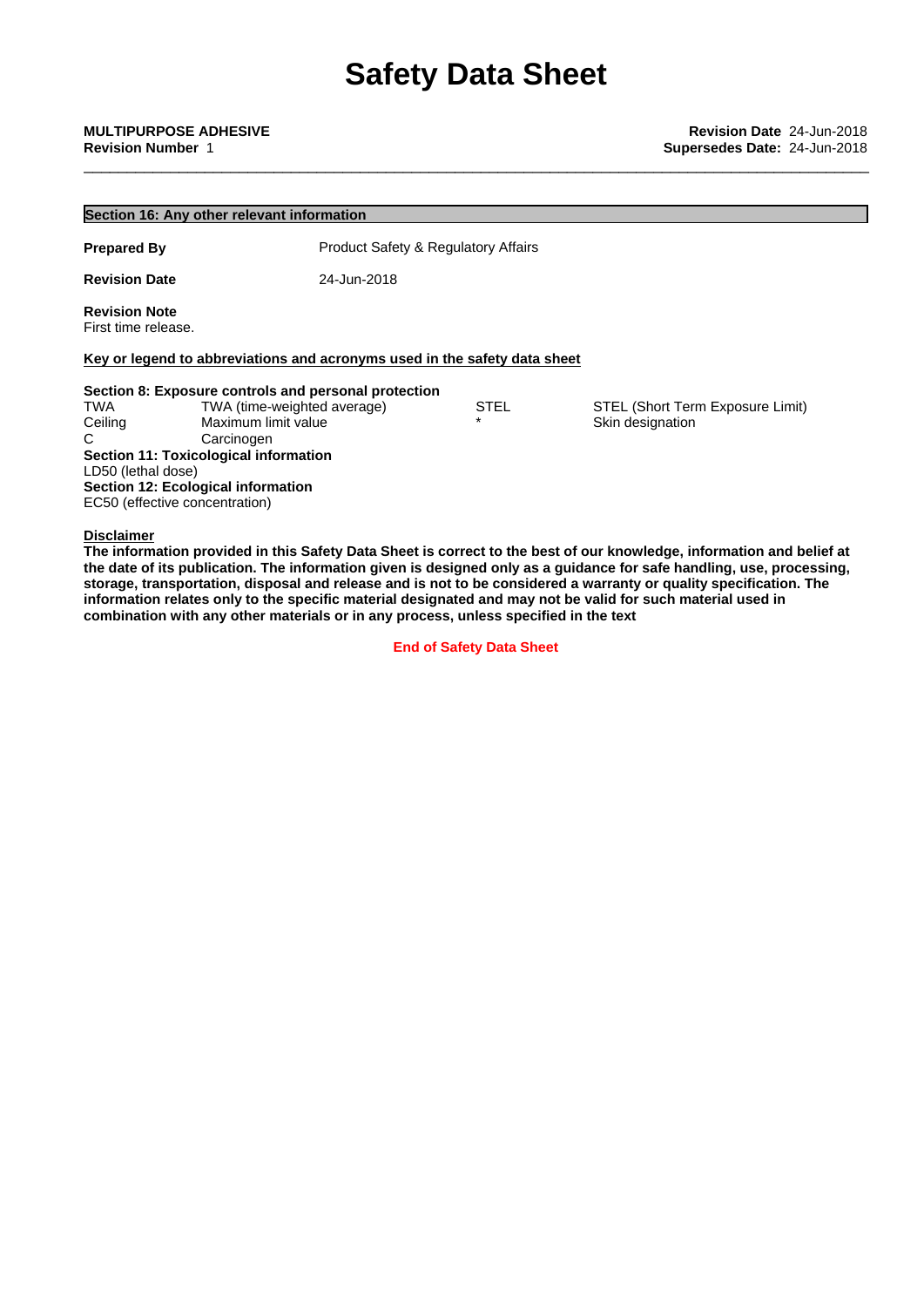# Safety Data Sheet

**MULTIPURPOSE ADHESIVE**
**Revision Number** 1

**Revision Date** 24-Jun-2018
**Supersedes Date:** 24-Jun-2018

## Section 16: Any other relevant information

**Prepared By** Product Safety & Regulatory Affairs

**Revision Date** 24-Jun-2018

**Revision Note**
First time release.

**Key or legend to abbreviations and acronyms used in the safety data sheet**

**Section 8: Exposure controls and personal protection**

| | | | |
|---|---|---|---|
| TWA | TWA (time-weighted average) | STEL | STEL (Short Term Exposure Limit) |
| Ceiling | Maximum limit value | * | Skin designation |
| C | Carcinogen | | |

**Section 11: Toxicological information**
LD50 (lethal dose)

**Section 12: Ecological information**
EC50 (effective concentration)

**Disclaimer**

**The information provided in this Safety Data Sheet is correct to the best of our knowledge, information and belief at the date of its publication. The information given is designed only as a guidance for safe handling, use, processing, storage, transportation, disposal and release and is not to be considered a warranty or quality specification. The information relates only to the specific material designated and may not be valid for such material used in combination with any other materials or in any process, unless specified in the text**

**End of Safety Data Sheet**